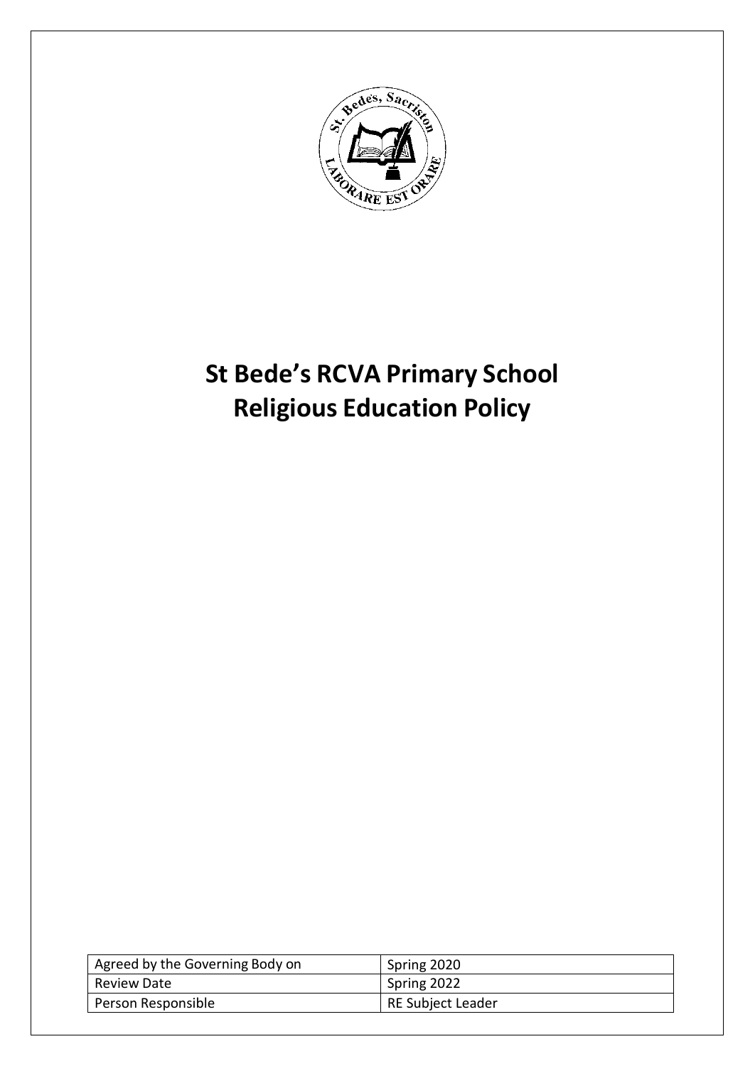# St Bede's RCVA Primary School
# Religious Education Policy

| Agreed by the Governing Body on | Spring 2020 |
| --- | --- |
| Review Date | Spring 2022 |
| Person Responsible | RE Subject Leader |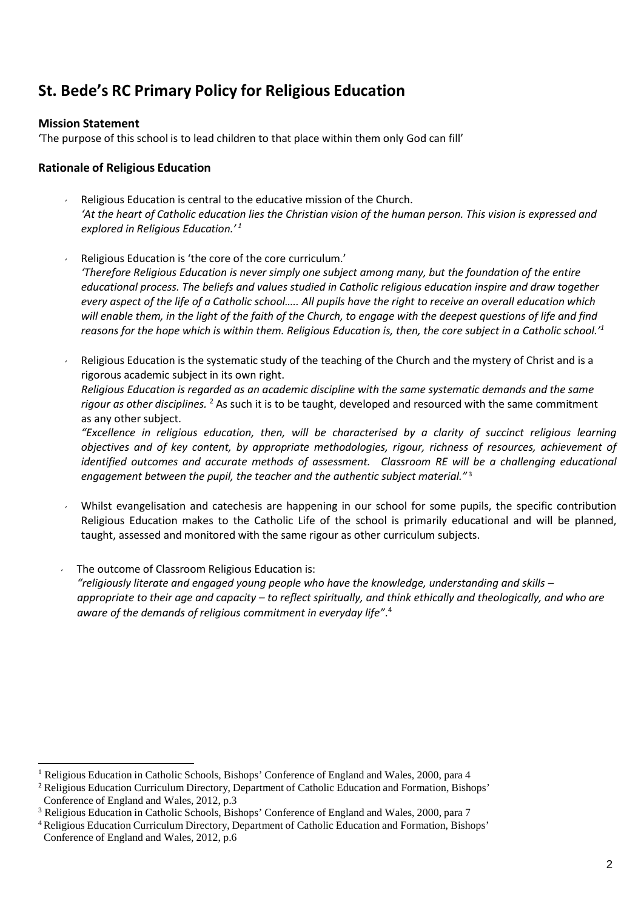# St. Bede's RC Primary Policy for Religious Education

**Mission Statement**

'The purpose of this school is to lead children to that place within them only God can fill'

**Rationale of Religious Education**

- Religious Education is central to the educative mission of the Church.
  *'At the heart of Catholic education lies the Christian vision of the human person. This vision is expressed and explored in Religious Education.'* [1]

- Religious Education is 'the core of the core curriculum.'
  *'Therefore Religious Education is never simply one subject among many, but the foundation of the entire educational process. The beliefs and values studied in Catholic religious education inspire and draw together every aspect of the life of a Catholic school….. All pupils have the right to receive an overall education which will enable them, in the light of the faith of the Church, to engage with the deepest questions of life and find reasons for the hope which is within them. Religious Education is, then, the core subject in a Catholic school.'* [1]

- Religious Education is the systematic study of the teaching of the Church and the mystery of Christ and is a rigorous academic subject in its own right.
  *Religious Education is regarded as an academic discipline with the same systematic demands and the same rigour as other disciplines.* [2] As such it is to be taught, developed and resourced with the same commitment as any other subject.
  *"Excellence in religious education, then, will be characterised by a clarity of succinct religious learning objectives and of key content, by appropriate methodologies, rigour, richness of resources, achievement of identified outcomes and accurate methods of assessment. Classroom RE will be a challenging educational engagement between the pupil, the teacher and the authentic subject material."* [3]

- Whilst evangelisation and catechesis are happening in our school for some pupils, the specific contribution Religious Education makes to the Catholic Life of the school is primarily educational and will be planned, taught, assessed and monitored with the same rigour as other curriculum subjects.

- The outcome of Classroom Religious Education is:
  *"religiously literate and engaged young people who have the knowledge, understanding and skills – appropriate to their age and capacity – to reflect spiritually, and think ethically and theologically, and who are aware of the demands of religious commitment in everyday life".* [4]

---

[1] Religious Education in Catholic Schools, Bishops' Conference of England and Wales, 2000, para 4

[2] Religious Education Curriculum Directory, Department of Catholic Education and Formation, Bishops' Conference of England and Wales, 2012, p.3

[3] Religious Education in Catholic Schools, Bishops' Conference of England and Wales, 2000, para 7

[4] Religious Education Curriculum Directory, Department of Catholic Education and Formation, Bishops' Conference of England and Wales, 2012, p.6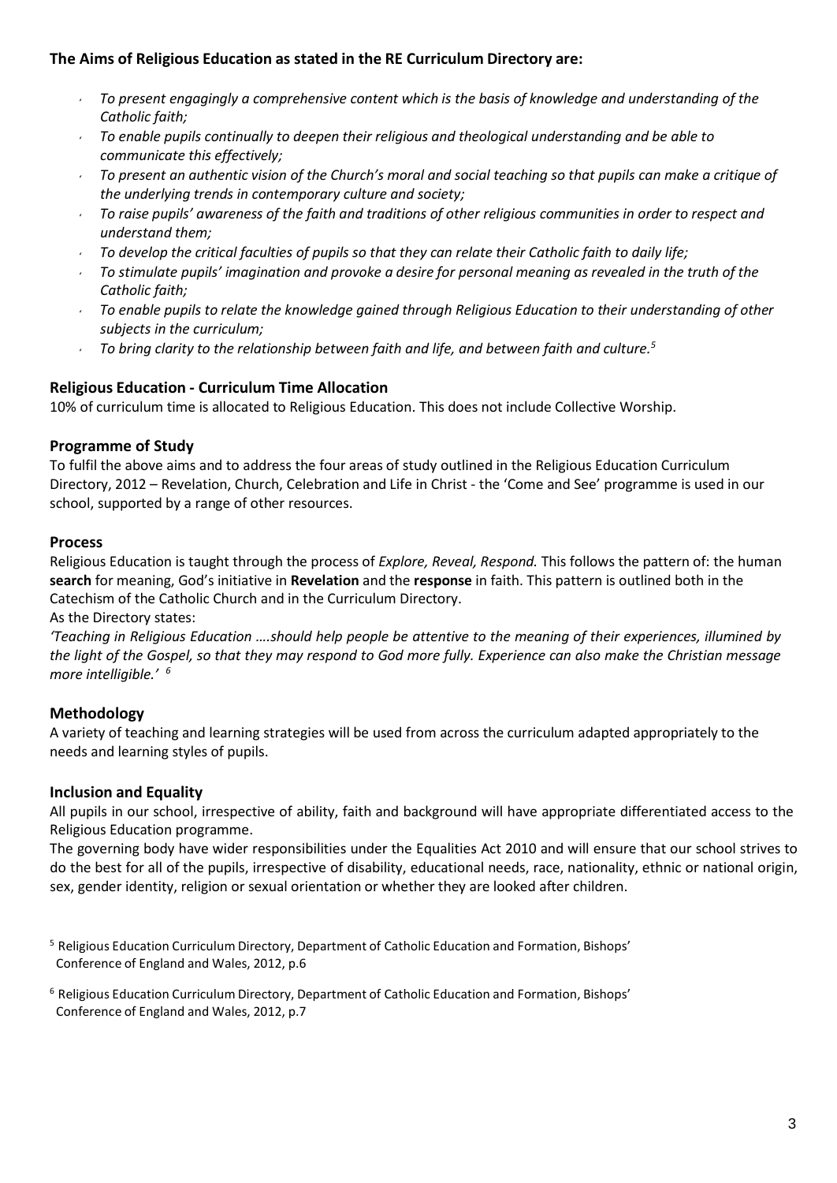**The Aims of Religious Education as stated in the RE Curriculum Directory are:**

- *To present engagingly a comprehensive content which is the basis of knowledge and understanding of the Catholic faith;*
- *To enable pupils continually to deepen their religious and theological understanding and be able to communicate this effectively;*
- *To present an authentic vision of the Church's moral and social teaching so that pupils can make a critique of the underlying trends in contemporary culture and society;*
- *To raise pupils' awareness of the faith and traditions of other religious communities in order to respect and understand them;*
- *To develop the critical faculties of pupils so that they can relate their Catholic faith to daily life;*
- *To stimulate pupils' imagination and provoke a desire for personal meaning as revealed in the truth of the Catholic faith;*
- *To enable pupils to relate the knowledge gained through Religious Education to their understanding of other subjects in the curriculum;*
- *To bring clarity to the relationship between faith and life, and between faith and culture.*[5]

## Religious Education - Curriculum Time Allocation

10% of curriculum time is allocated to Religious Education. This does not include Collective Worship.

## Programme of Study

To fulfil the above aims and to address the four areas of study outlined in the Religious Education Curriculum Directory, 2012 – Revelation, Church, Celebration and Life in Christ - the 'Come and See' programme is used in our school, supported by a range of other resources.

## Process

Religious Education is taught through the process of *Explore, Reveal, Respond.* This follows the pattern of: the human **search** for meaning, God's initiative in **Revelation** and the **response** in faith. This pattern is outlined both in the Catechism of the Catholic Church and in the Curriculum Directory.

As the Directory states:

*'Teaching in Religious Education ….should help people be attentive to the meaning of their experiences, illumined by the light of the Gospel, so that they may respond to God more fully. Experience can also make the Christian message more intelligible.'* [6]

## Methodology

A variety of teaching and learning strategies will be used from across the curriculum adapted appropriately to the needs and learning styles of pupils.

## Inclusion and Equality

All pupils in our school, irrespective of ability, faith and background will have appropriate differentiated access to the Religious Education programme.

The governing body have wider responsibilities under the Equalities Act 2010 and will ensure that our school strives to do the best for all of the pupils, irrespective of disability, educational needs, race, nationality, ethnic or national origin, sex, gender identity, religion or sexual orientation or whether they are looked after children.

[5] Religious Education Curriculum Directory, Department of Catholic Education and Formation, Bishops' Conference of England and Wales, 2012, p.6

[6] Religious Education Curriculum Directory, Department of Catholic Education and Formation, Bishops' Conference of England and Wales, 2012, p.7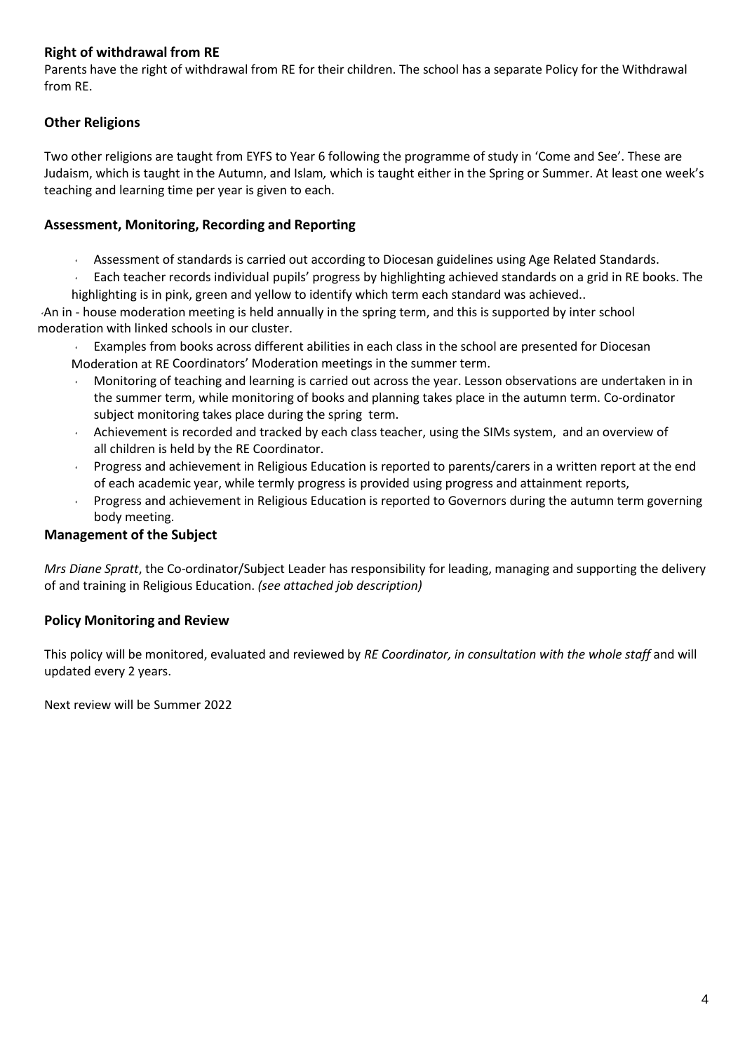### Right of withdrawal from RE

Parents have the right of withdrawal from RE for their children. The school has a separate Policy for the Withdrawal from RE.

### Other Religions

Two other religions are taught from EYFS to Year 6 following the programme of study in 'Come and See'. These are Judaism, which is taught in the Autumn, and Islam, which is taught either in the Spring or Summer. At least one week's teaching and learning time per year is given to each.

### Assessment, Monitoring, Recording and Reporting

- Assessment of standards is carried out according to Diocesan guidelines using Age Related Standards.
- Each teacher records individual pupils' progress by highlighting achieved standards on a grid in RE books. The highlighting is in pink, green and yellow to identify which term each standard was achieved..
- An in - house moderation meeting is held annually in the spring term, and this is supported by inter school moderation with linked schools in our cluster.
- Examples from books across different abilities in each class in the school are presented for Diocesan Moderation at RE Coordinators' Moderation meetings in the summer term.
- Monitoring of teaching and learning is carried out across the year. Lesson observations are undertaken in in the summer term, while monitoring of books and planning takes place in the autumn term. Co-ordinator subject monitoring takes place during the spring term.
- Achievement is recorded and tracked by each class teacher, using the SIMs system, and an overview of all children is held by the RE Coordinator.
- Progress and achievement in Religious Education is reported to parents/carers in a written report at the end of each academic year, while termly progress is provided using progress and attainment reports,
- Progress and achievement in Religious Education is reported to Governors during the autumn term governing body meeting.

### Management of the Subject

*Mrs Diane Spratt*, the Co-ordinator/Subject Leader has responsibility for leading, managing and supporting the delivery of and training in Religious Education. *(see attached job description)*

### Policy Monitoring and Review

This policy will be monitored, evaluated and reviewed by *RE Coordinator, in consultation with the whole staff* and will updated every 2 years.

Next review will be Summer 2022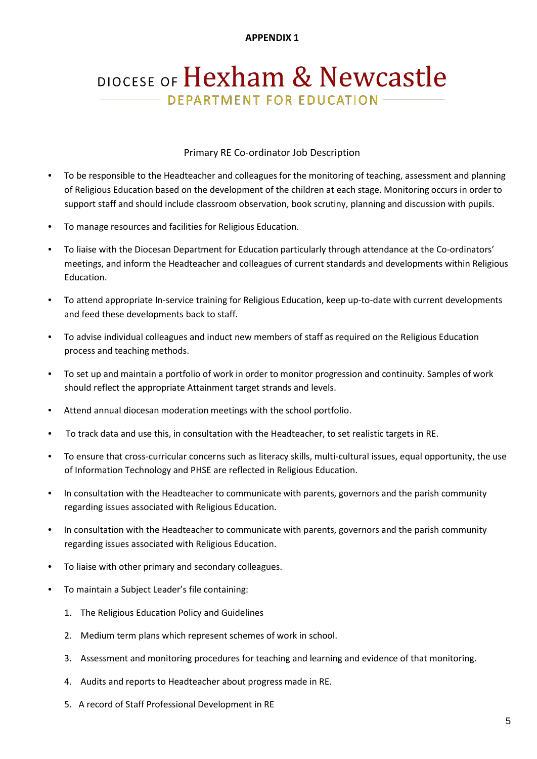**APPENDIX 1**

# DIOCESE OF Hexham & Newcastle

## DEPARTMENT FOR EDUCATION

Primary RE Co-ordinator Job Description

- To be responsible to the Headteacher and colleagues for the monitoring of teaching, assessment and planning of Religious Education based on the development of the children at each stage. Monitoring occurs in order to support staff and should include classroom observation, book scrutiny, planning and discussion with pupils.
- To manage resources and facilities for Religious Education.
- To liaise with the Diocesan Department for Education particularly through attendance at the Co-ordinators' meetings, and inform the Headteacher and colleagues of current standards and developments within Religious Education.
- To attend appropriate In-service training for Religious Education, keep up-to-date with current developments and feed these developments back to staff.
- To advise individual colleagues and induct new members of staff as required on the Religious Education process and teaching methods.
- To set up and maintain a portfolio of work in order to monitor progression and continuity. Samples of work should reflect the appropriate Attainment target strands and levels.
- Attend annual diocesan moderation meetings with the school portfolio.
- To track data and use this, in consultation with the Headteacher, to set realistic targets in RE.
- To ensure that cross-curricular concerns such as literacy skills, multi-cultural issues, equal opportunity, the use of Information Technology and PHSE are reflected in Religious Education.
- In consultation with the Headteacher to communicate with parents, governors and the parish community regarding issues associated with Religious Education.
- In consultation with the Headteacher to communicate with parents, governors and the parish community regarding issues associated with Religious Education.
- To liaise with other primary and secondary colleagues.
- To maintain a Subject Leader's file containing:
    1. The Religious Education Policy and Guidelines
    2. Medium term plans which represent schemes of work in school.
    3. Assessment and monitoring procedures for teaching and learning and evidence of that monitoring.
    4. Audits and reports to Headteacher about progress made in RE.
    5. A record of Staff Professional Development in RE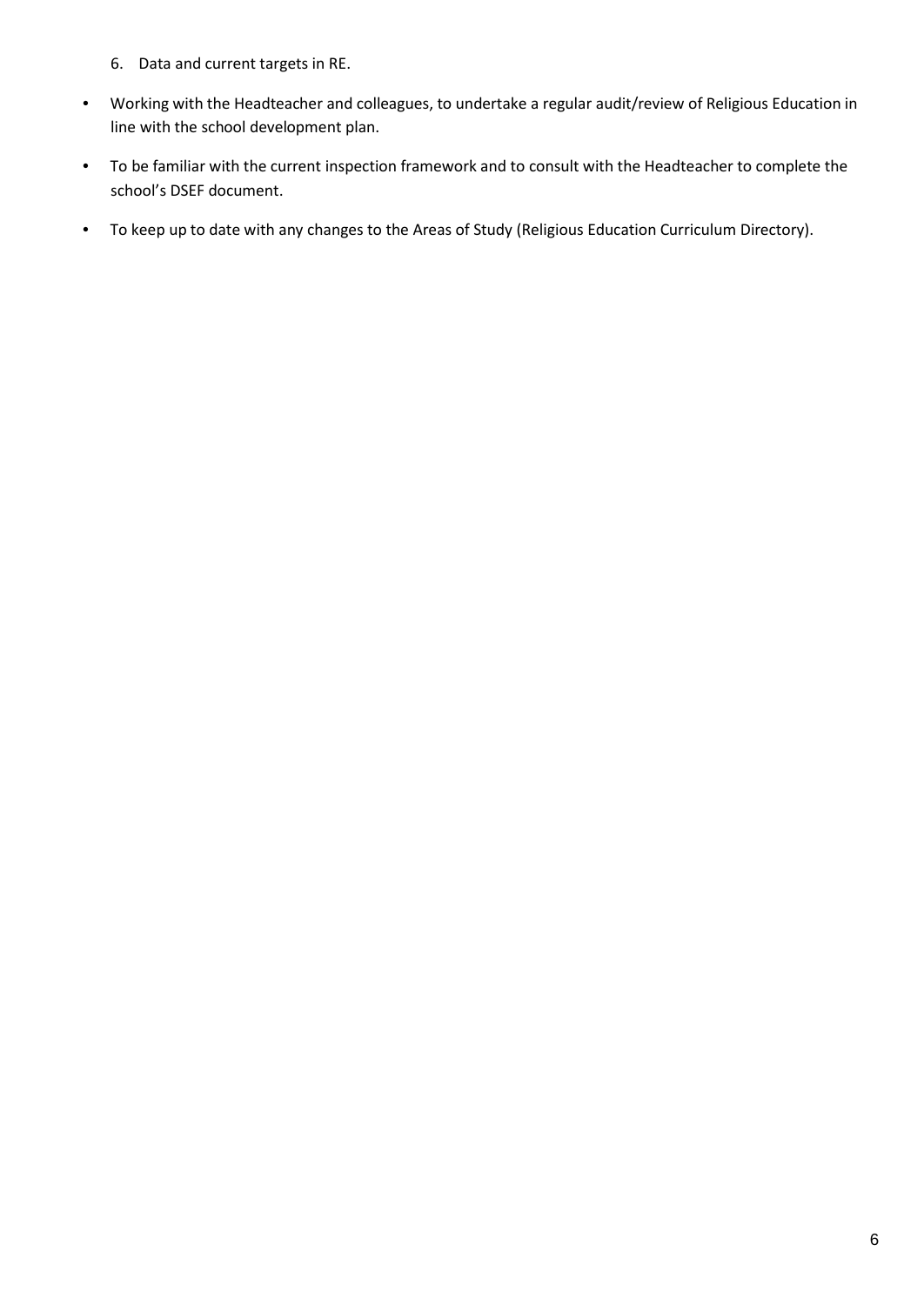6. Data and current targets in RE.

- Working with the Headteacher and colleagues, to undertake a regular audit/review of Religious Education in line with the school development plan.
- To be familiar with the current inspection framework and to consult with the Headteacher to complete the school's DSEF document.
- To keep up to date with any changes to the Areas of Study (Religious Education Curriculum Directory).